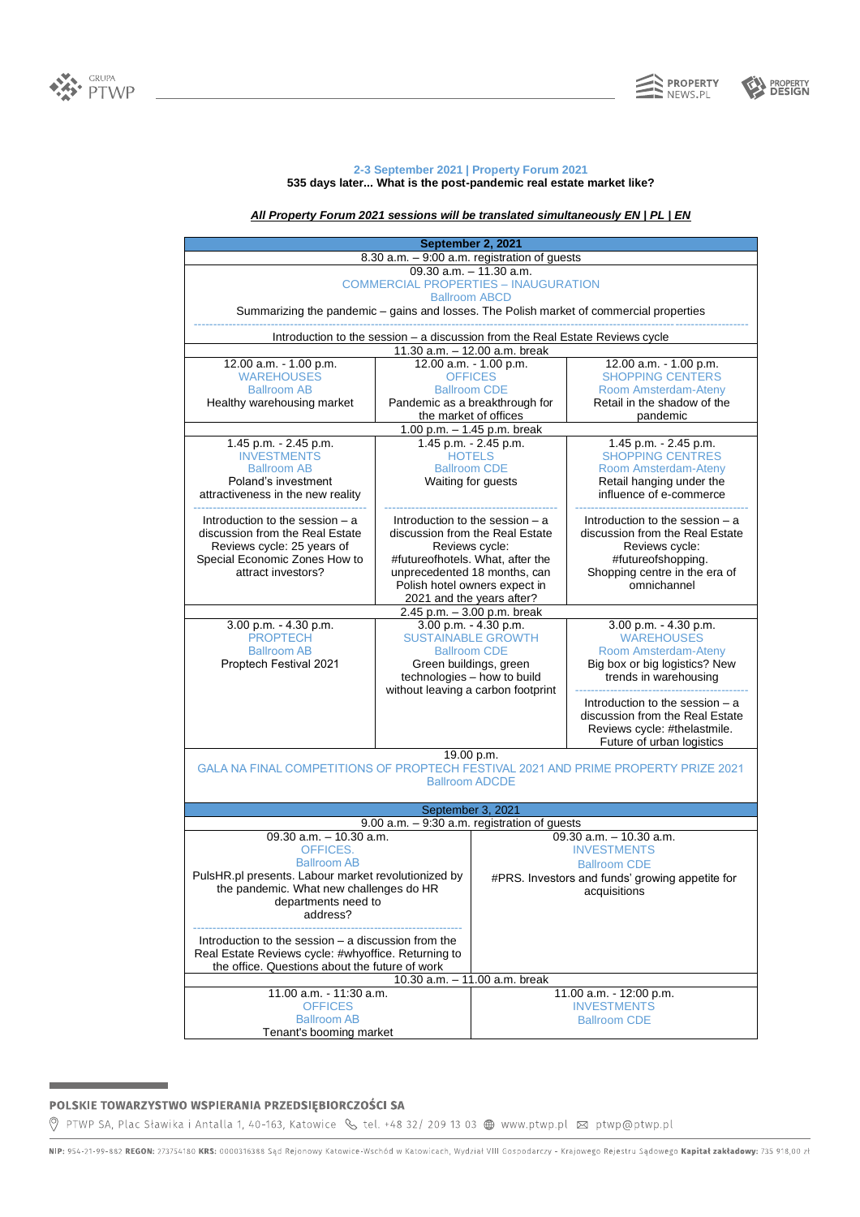**2-3 September 2021 | Property Forum 2021**
**535 days later... What is the post-pandemic real estate market like?**

***All Property Forum 2021 sessions will be translated simultaneously EN | PL | EN***

| **September 2, 2021** | | |
|---|---|---|
| 8.30 a.m. – 9:00 a.m. registration of guests | | |
| 09.30 a.m. – 11.30 a.m.<br>COMMERCIAL PROPERTIES – INAUGURATION<br>Ballroom ABCD<br>Summarizing the pandemic – gains and losses. The Polish market of commercial properties<br>---<br>Introduction to the session – a discussion from the Real Estate Reviews cycle | | |
| 11.30 a.m. – 12.00 a.m. break | | |
| 12.00 a.m. - 1.00 p.m.<br>WAREHOUSES<br>Ballroom AB<br>Healthy warehousing market | 12.00 a.m. - 1.00 p.m.<br>OFFICES<br>Ballroom CDE<br>Pandemic as a breakthrough for the market of offices | 12.00 a.m. - 1.00 p.m.<br>SHOPPING CENTERS<br>Room Amsterdam-Ateny<br>Retail in the shadow of the pandemic |
| 1.00 p.m. – 1.45 p.m. break | | |
| 1.45 p.m. - 2.45 p.m.<br>INVESTMENTS<br>Ballroom AB<br>Poland's investment attractiveness in the new reality<br>---<br>Introduction to the session – a discussion from the Real Estate Reviews cycle: 25 years of Special Economic Zones How to attract investors? | 1.45 p.m. - 2.45 p.m.<br>HOTELS<br>Ballroom CDE<br>Waiting for guests<br>---<br>Introduction to the session – a discussion from the Real Estate Reviews cycle: #futureofhotels. What, after the unprecedented 18 months, can Polish hotel owners expect in 2021 and the years after? | 1.45 p.m. - 2.45 p.m.<br>SHOPPING CENTRES<br>Room Amsterdam-Ateny<br>Retail hanging under the influence of e-commerce<br>---<br>Introduction to the session – a discussion from the Real Estate Reviews cycle: #futureofshopping. Shopping centre in the era of omnichannel |
| 2.45 p.m. – 3.00 p.m. break | | |
| 3.00 p.m. - 4.30 p.m.<br>PROPTECH<br>Ballroom AB<br>Proptech Festival 2021 | 3.00 p.m. - 4.30 p.m.<br>SUSTAINABLE GROWTH<br>Ballroom CDE<br>Green buildings, green technologies – how to build without leaving a carbon footprint | 3.00 p.m. - 4.30 p.m.<br>WAREHOUSES<br>Room Amsterdam-Ateny<br>Big box or big logistics? New trends in warehousing<br>---<br>Introduction to the session – a discussion from the Real Estate Reviews cycle: #thelastmile. Future of urban logistics |
| 19.00 p.m.<br>GALA NA FINAL COMPETITIONS OF PROPTECH FESTIVAL 2021 AND PRIME PROPERTY PRIZE 2021<br>Ballroom ADCDE | | |

| September 3, 2021 | |
|---|---|
| 9.00 a.m. – 9:30 a.m. registration of guests | |
| 09.30 a.m. – 10.30 a.m.<br>OFFICES.<br>Ballroom AB<br>PulsHR.pl presents. Labour market revolutionized by the pandemic. What new challenges do HR departments need to address?<br>---<br>Introduction to the session – a discussion from the Real Estate Reviews cycle: #whyoffice. Returning to the office. Questions about the future of work | 09.30 a.m. – 10.30 a.m.<br>INVESTMENTS<br>Ballroom CDE<br>#PRS. Investors and funds' growing appetite for acquisitions |
| 10.30 a.m. – 11.00 a.m. break | |
| 11.00 a.m. - 11:30 a.m.<br>OFFICES<br>Ballroom AB<br>Tenant's booming market | 11.00 a.m. - 12:00 p.m.<br>INVESTMENTS<br>Ballroom CDE |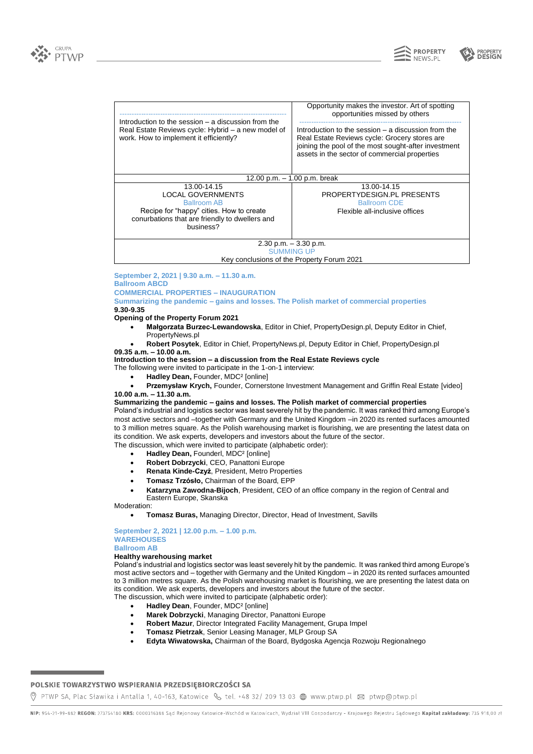| | |
|---|---|
| ------------------------------------------------------------------- Introduction to the session – a discussion from the Real Estate Reviews cycle: Hybrid – a new model of work. How to implement it efficiently? | Opportunity makes the investor. Art of spotting opportunities missed by others ------------------------------------------------------------------- Introduction to the session – a discussion from the Real Estate Reviews cycle: Grocery stores are joining the pool of the most sought-after investment assets in the sector of commercial properties |
| 12.00 p.m. – 1.00 p.m. break | |
| 13.00-14.15 LOCAL GOVERNMENTS Ballroom AB Recipe for "happy" cities. How to create conurbations that are friendly to dwellers and business? | 13.00-14.15 PROPERTYDESIGN.PL PRESENTS Ballroom CDE Flexible all-inclusive offices |
| 2.30 p.m. – 3.30 p.m. SUMMING UP Key conclusions of the Property Forum 2021 | |

**September 2, 2021 | 9.30 a.m. – 11.30 a.m.**
**Ballroom ABCD**
**COMMERCIAL PROPERTIES – INAUGURATION**
**Summarizing the pandemic – gains and losses. The Polish market of commercial properties**

**9.30-9.35**
**Opening of the Property Forum 2021**

- **Małgorzata Burzec-Lewandowska**, Editor in Chief, PropertyDesign.pl, Deputy Editor in Chief, PropertyNews.pl
- **Robert Posytek**, Editor in Chief, PropertyNews.pl, Deputy Editor in Chief, PropertyDesign.pl

**09.35 a.m. – 10.00 a.m.**
**Introduction to the session – a discussion from the Real Estate Reviews cycle**
The following were invited to participate in the 1-on-1 interview:

- **Hadley Dean,** Founder, MDC² [online]
- **Przemysław Krych,** Founder, Cornerstone Investment Management and Griffin Real Estate [video]

**10.00 a.m. – 11.30 a.m.**
**Summarizing the pandemic – gains and losses. The Polish market of commercial properties**
Poland's industrial and logistics sector was least severely hit by the pandemic. It was ranked third among Europe's most active sectors and –together with Germany and the United Kingdom –in 2020 its rented surfaces amounted to 3 million metres square. As the Polish warehousing market is flourishing, we are presenting the latest data on its condition. We ask experts, developers and investors about the future of the sector.
The discussion, which were invited to participate (alphabetic order):

- **Hadley Dean,** Founderl, MDC² [online]
- **Robert Dobrzycki**, CEO, Panattoni Europe
- **Renata Kinde-Czyż**, President, Metro Properties
- **Tomasz Trzósło,** Chairman of the Board, EPP
- **Katarzyna Zawodna-Bijoch**, President, CEO of an office company in the region of Central and Eastern Europe, Skanska

Moderation:

- **Tomasz Buras,** Managing Director, Director, Head of Investment, Savills

**September 2, 2021 | 12.00 p.m. – 1.00 p.m.**
**WAREHOUSES**
**Ballroom AB**
**Healthy warehousing market**
Poland's industrial and logistics sector was least severely hit by the pandemic. It was ranked third among Europe's most active sectors and – together with Germany and the United Kingdom – in 2020 its rented surfaces amounted to 3 million metres square. As the Polish warehousing market is flourishing, we are presenting the latest data on its condition. We ask experts, developers and investors about the future of the sector.
The discussion, which were invited to participate (alphabetic order):

- **Hadley Dean**, Founder, MDC² [online]
- **Marek Dobrzycki**, Managing Director, Panattoni Europe
- **Robert Mazur**, Director Integrated Facility Management, Grupa Impel
- **Tomasz Pietrzak**, Senior Leasing Manager, MLP Group SA
- **Edyta Wiwatowska,** Chairman of the Board, Bydgoska Agencja Rozwoju Regionalnego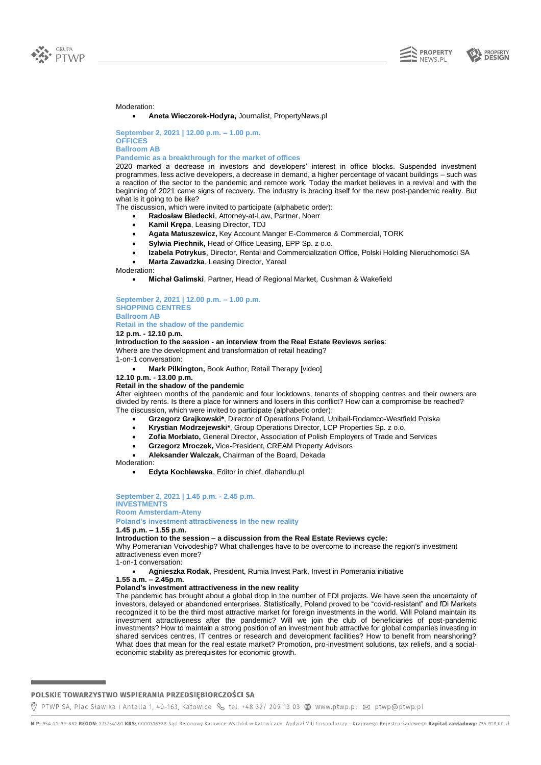Moderation:

- **Aneta Wieczorek-Hodyra,** Journalist, PropertyNews.pl

**September 2, 2021 | 12.00 p.m. – 1.00 p.m.**
**OFFICES**
**Ballroom AB**
**Pandemic as a breakthrough for the market of offices**

2020 marked a decrease in investors and developers' interest in office blocks. Suspended investment programmes, less active developers, a decrease in demand, a higher percentage of vacant buildings – such was a reaction of the sector to the pandemic and remote work. Today the market believes in a revival and with the beginning of 2021 came signs of recovery. The industry is bracing itself for the new post-pandemic reality. But what is it going to be like?

The discussion, which were invited to participate (alphabetic order):

- **Radosław Biedecki**, Attorney-at-Law, Partner, Noerr
- **Kamil Krępa**, Leasing Director, TDJ
- **Agata Matuszewicz,** Key Account Manger E-Commerce & Commercial, TORK
- **Sylwia Piechnik,** Head of Office Leasing, EPP Sp. z o.o.
- **Izabela Potrykus**, Director, Rental and Commercialization Office, Polski Holding Nieruchomości SA
- **Marta Zawadzka**, Leasing Director, Yareal

Moderation:

- **Michał Galimski**, Partner, Head of Regional Market, Cushman & Wakefield

**September 2, 2021 | 12.00 p.m. – 1.00 p.m.**
**SHOPPING CENTRES**
**Ballroom AB**
**Retail in the shadow of the pandemic**

**12 p.m. - 12.10 p.m.**
**Introduction to the session - an interview from the Real Estate Reviews series**:
Where are the development and transformation of retail heading?
1-on-1 conversation:

- **Mark Pilkington,** Book Author, Retail Therapy [video]

**12.10 p.m. - 13.00 p.m.**
**Retail in the shadow of the pandemic**

After eighteen months of the pandemic and four lockdowns, tenants of shopping centres and their owners are divided by rents. Is there a place for winners and losers in this conflict? How can a compromise be reached?

The discussion, which were invited to participate (alphabetic order):

- **Grzegorz Grajkowski***, Director of Operations Poland, Unibail-Rodamco-Westfield Polska
- **Krystian Modrzejewski***, Group Operations Director, LCP Properties Sp. z o.o.
- **Zofia Morbiato,** General Director, Association of Polish Employers of Trade and Services
- **Grzegorz Mroczek,** Vice-President, CREAM Property Advisors
- **Aleksander Walczak,** Chairman of the Board, Dekada

Moderation:

- **Edyta Kochlewska**, Editor in chief, dlahandlu.pl

**September 2, 2021 | 1.45 p.m. - 2.45 p.m.**
**INVESTMENTS**
**Room Amsterdam-Ateny**
**Poland's investment attractiveness in the new reality**

**1.45 p.m. – 1.55 p.m.**
**Introduction to the session – a discussion from the Real Estate Reviews cycle:**
Why Pomeranian Voivodeship? What challenges have to be overcome to increase the region's investment attractiveness even more?
1-on-1 conversation:

- **Agnieszka Rodak,** President, Rumia Invest Park, Invest in Pomerania initiative

**1.55 a.m. – 2.45p.m.**
**Poland's investment attractiveness in the new reality**

The pandemic has brought about a global drop in the number of FDI projects. We have seen the uncertainty of investors, delayed or abandoned enterprises. Statistically, Poland proved to be "covid-resistant" and fDi Markets recognized it to be the third most attractive market for foreign investments in the world. Will Poland maintain its investment attractiveness after the pandemic? Will we join the club of beneficiaries of post-pandemic investments? How to maintain a strong position of an investment hub attractive for global companies investing in shared services centres, IT centres or research and development facilities? How to benefit from nearshoring? What does that mean for the real estate market? Promotion, pro-investment solutions, tax reliefs, and a social-economic stability as prerequisites for economic growth.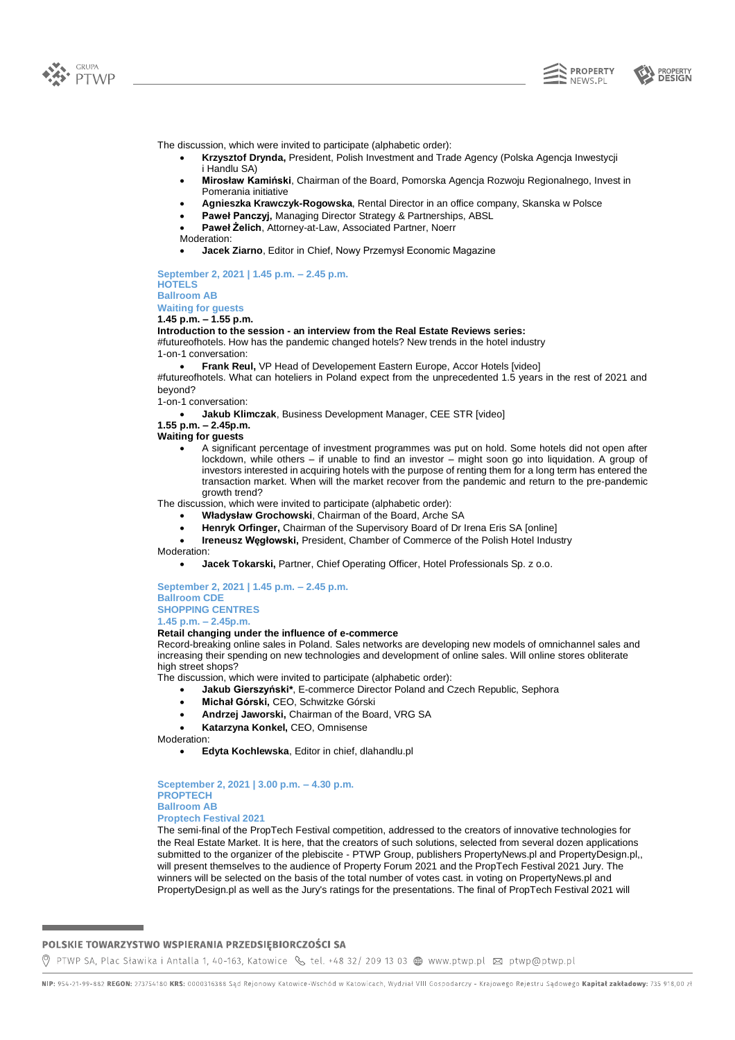The discussion, which were invited to participate (alphabetic order):

- **Krzysztof Drynda,** President, Polish Investment and Trade Agency (Polska Agencja Inwestycji i Handlu SA)
- **Mirosław Kamiński**, Chairman of the Board, Pomorska Agencja Rozwoju Regionalnego, Invest in Pomerania initiative
- **Agnieszka Krawczyk-Rogowska**, Rental Director in an office company, Skanska w Polsce
- **Paweł Panczyj,** Managing Director Strategy & Partnerships, ABSL
- **Paweł Żelich**, Attorney-at-Law, Associated Partner, Noerr

Moderation:

- **Jacek Ziarno**, Editor in Chief, Nowy Przemysł Economic Magazine

**September 2, 2021 | 1.45 p.m. – 2.45 p.m.**
**HOTELS**
**Ballroom AB**
**Waiting for guests**

**1.45 p.m. – 1.55 p.m.**

**Introduction to the session - an interview from the Real Estate Reviews series:**

#futureofhotels. How has the pandemic changed hotels? New trends in the hotel industry

1-on-1 conversation:

- **Frank Reul,** VP Head of Developement Eastern Europe, Accor Hotels [video]

#futureofhotels. What can hoteliers in Poland expect from the unprecedented 1.5 years in the rest of 2021 and beyond?

1-on-1 conversation:

- **Jakub Klimczak**, Business Development Manager, CEE STR [video]

**1.55 p.m. – 2.45p.m.**

**Waiting for guests**

- A significant percentage of investment programmes was put on hold. Some hotels did not open after lockdown, while others – if unable to find an investor – might soon go into liquidation. A group of investors interested in acquiring hotels with the purpose of renting them for a long term has entered the transaction market. When will the market recover from the pandemic and return to the pre-pandemic growth trend?

The discussion, which were invited to participate (alphabetic order):

- **Władysław Grochowski**, Chairman of the Board, Arche SA
- **Henryk Orfinger,** Chairman of the Supervisory Board of Dr Irena Eris SA [online]
- **Ireneusz Węgłowski,** President, Chamber of Commerce of the Polish Hotel Industry

Moderation:

- **Jacek Tokarski,** Partner, Chief Operating Officer, Hotel Professionals Sp. z o.o.

**September 2, 2021 | 1.45 p.m. – 2.45 p.m.**
**Ballroom CDE**
**SHOPPING CENTRES**
**1.45 p.m. – 2.45p.m.**

**Retail changing under the influence of e-commerce**

Record-breaking online sales in Poland. Sales networks are developing new models of omnichannel sales and increasing their spending on new technologies and development of online sales. Will online stores obliterate high street shops?

The discussion, which were invited to participate (alphabetic order):

- **Jakub Gierszyński***, E-commerce Director Poland and Czech Republic, Sephora
- **Michał Górski,** CEO, Schwitzke Górski
- **Andrzej Jaworski,** Chairman of the Board, VRG SA
- **Katarzyna Konkel,** CEO, Omnisense

Moderation:

- **Edyta Kochlewska**, Editor in chief, dlahandlu.pl

**Sceptember 2, 2021 | 3.00 p.m. – 4.30 p.m.**
**PROPTECH**
**Ballroom AB**
**Proptech Festival 2021**

The semi-final of the PropTech Festival competition, addressed to the creators of innovative technologies for the Real Estate Market. It is here, that the creators of such solutions, selected from several dozen applications submitted to the organizer of the plebiscite - PTWP Group, publishers PropertyNews.pl and PropertyDesign.pl,, will present themselves to the audience of Property Forum 2021 and the PropTech Festival 2021 Jury. The winners will be selected on the basis of the total number of votes cast. in voting on PropertyNews.pl and PropertyDesign.pl as well as the Jury's ratings for the presentations. The final of PropTech Festival 2021 will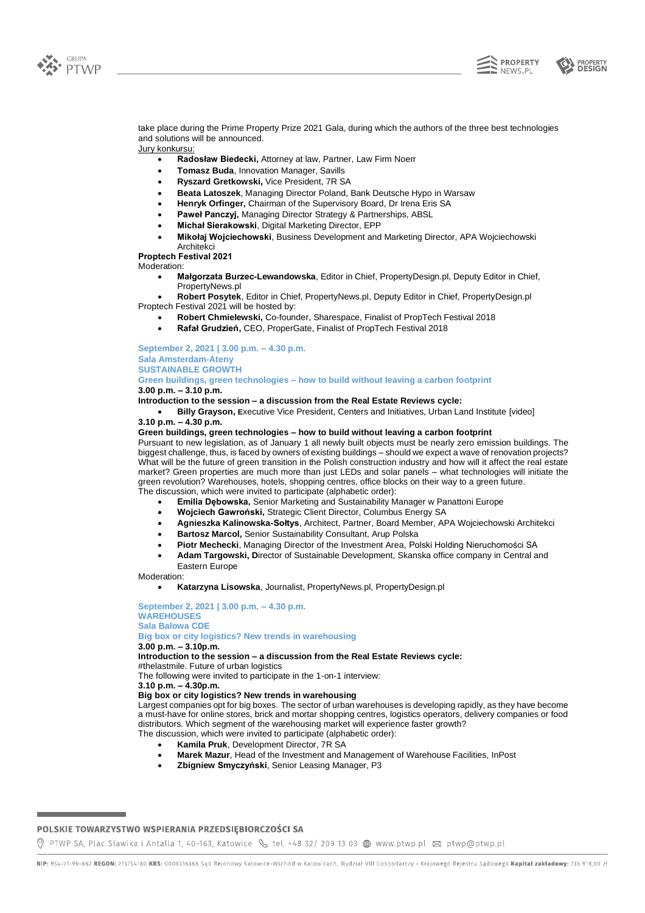take place during the Prime Property Prize 2021 Gala, during which the authors of the three best technologies and solutions will be announced.

Jury konkursu:

- **Radosław Biedecki,** Attorney at law, Partner, Law Firm Noerr
- **Tomasz Buda**, Innovation Manager, Savills
- **Ryszard Gretkowski,** Vice President, 7R SA
- **Beata Latoszek**, Managing Director Poland, Bank Deutsche Hypo in Warsaw
- **Henryk Orfinger,** Chairman of the Supervisory Board, Dr Irena Eris SA
- **Paweł Panczyj,** Managing Director Strategy & Partnerships, ABSL
- **Michał Sierakowski**, Digital Marketing Director, EPP
- **Mikołaj Wojciechowski**, Business Development and Marketing Director, APA Wojciechowski Architekci

**Proptech Festival 2021**

Moderation:

- **Małgorzata Burzec-Lewandowska**, Editor in Chief, PropertyDesign.pl, Deputy Editor in Chief, PropertyNews.pl
- **Robert Posytek**, Editor in Chief, PropertyNews.pl, Deputy Editor in Chief, PropertyDesign.pl

Proptech Festival 2021 will be hosted by:

- **Robert Chmielewski,** Co-founder, Sharespace, Finalist of PropTech Festival 2018
- **Rafał Grudzień,** CEO, ProperGate, Finalist of PropTech Festival 2018

**September 2, 2021 | 3.00 p.m. – 4.30 p.m.**
**Sala Amsterdam-Ateny**
**SUSTAINABLE GROWTH**
**Green buildings, green technologies – how to build without leaving a carbon footprint**

**3.00 p.m. – 3.10 p.m.**

**Introduction to the session – a discussion from the Real Estate Reviews cycle:**

- **Billy Grayson, E**xecutive Vice President, Centers and Initiatives, Urban Land Institute [video]

**3.10 p.m. – 4.30 p.m.**

**Green buildings, green technologies – how to build without leaving a carbon footprint**

Pursuant to new legislation, as of January 1 all newly built objects must be nearly zero emission buildings. The biggest challenge, thus, is faced by owners of existing buildings – should we expect a wave of renovation projects? What will be the future of green transition in the Polish construction industry and how will it affect the real estate market? Green properties are much more than just LEDs and solar panels – what technologies will initiate the green revolution? Warehouses, hotels, shopping centres, office blocks on their way to a green future.

The discussion, which were invited to participate (alphabetic order):

- **Emilia Dębowska,** Senior Marketing and Sustainability Manager w Panattoni Europe
- **Wojciech Gawroński,** Strategic Client Director, Columbus Energy SA
- **Agnieszka Kalinowska-Sołtys**, Architect, Partner, Board Member, APA Wojciechowski Architekci
- **Bartosz Marcol,** Senior Sustainability Consultant, Arup Polska
- **Piotr Mechecki**, Managing Director of the Investment Area, Polski Holding Nieruchomości SA
- **Adam Targowski, D**irector of Sustainable Development, Skanska office company in Central and Eastern Europe

Moderation:

- **Katarzyna Lisowska**, Journalist, PropertyNews.pl, PropertyDesign.pl

**September 2, 2021 | 3.00 p.m. – 4.30 p.m.**
**WAREHOUSES**
**Sala Balowa CDE**
**Big box or city logistics? New trends in warehousing**

**3.00 p.m. – 3.10p.m.**

**Introduction to the session – a discussion from the Real Estate Reviews cycle:**

#thelastmile. Future of urban logistics

The following were invited to participate in the 1-on-1 interview:

**3.10 p.m. – 4.30p.m.**

**Big box or city logistics? New trends in warehousing**

Largest companies opt for big boxes. The sector of urban warehouses is developing rapidly, as they have become a must-have for online stores, brick and mortar shopping centres, logistics operators, delivery companies or food distributors. Which segment of the warehousing market will experience faster growth?

The discussion, which were invited to participate (alphabetic order):

- **Kamila Pruk**, Development Director, 7R SA
- **Marek Mazur**, Head of the Investment and Management of Warehouse Facilities, InPost
- **Zbigniew Smyczyński**, Senior Leasing Manager, P3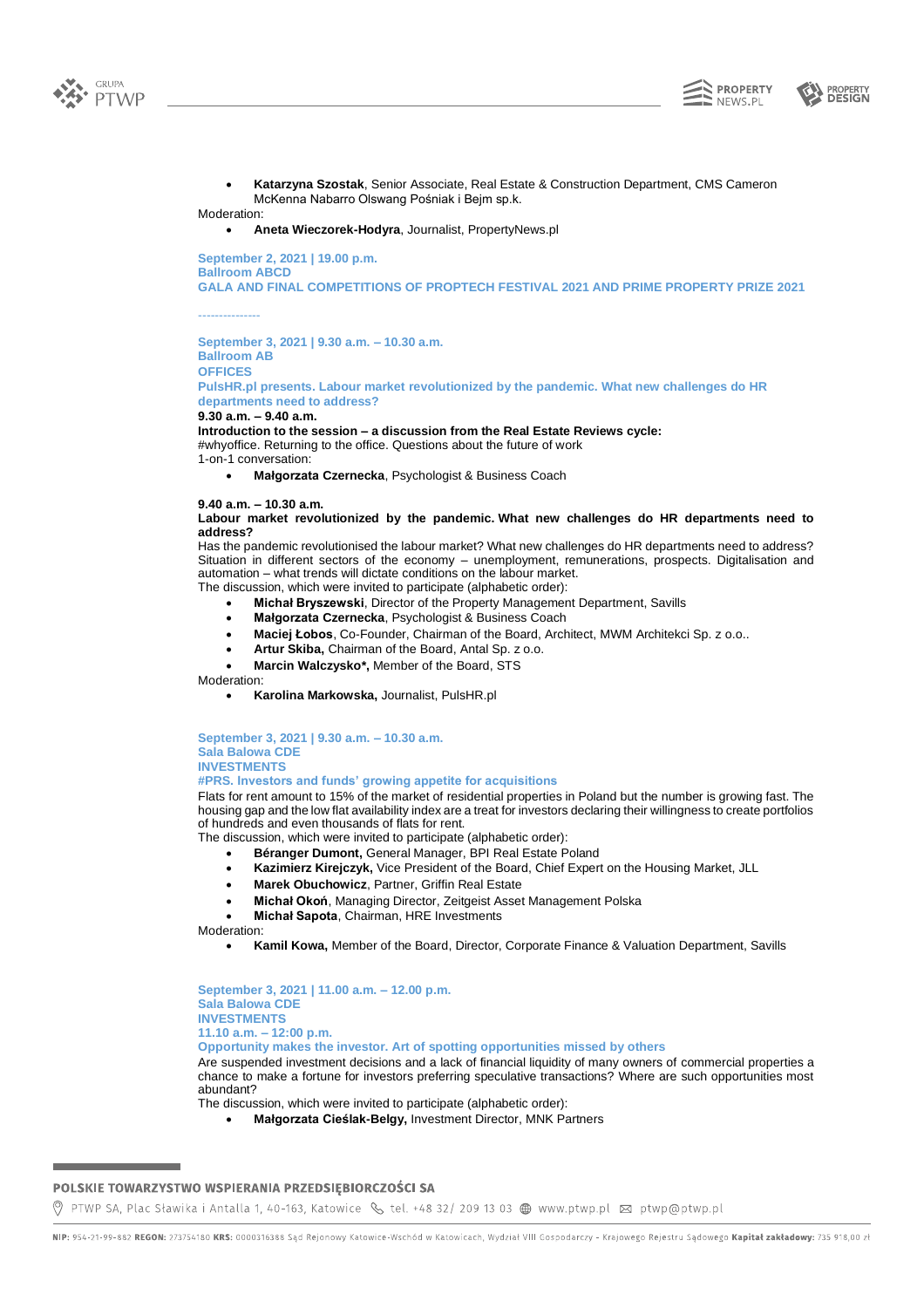- **Katarzyna Szostak**, Senior Associate, Real Estate & Construction Department, CMS Cameron McKenna Nabarro Olswang Pośniak i Bejm sp.k.

Moderation:

- **Aneta Wieczorek-Hodyra**, Journalist, PropertyNews.pl

**September 2, 2021 | 19.00 p.m.**
**Ballroom ABCD**
**GALA AND FINAL COMPETITIONS OF PROPTECH FESTIVAL 2021 AND PRIME PROPERTY PRIZE 2021**

---------------

**September 3, 2021 | 9.30 a.m. – 10.30 a.m.**
**Ballroom AB**
**OFFICES**
**PulsHR.pl presents. Labour market revolutionized by the pandemic. What new challenges do HR departments need to address?**

**9.30 a.m. – 9.40 a.m.**
**Introduction to the session – a discussion from the Real Estate Reviews cycle:**
#whyoffice. Returning to the office. Questions about the future of work
1-on-1 conversation:

- **Małgorzata Czernecka**, Psychologist & Business Coach

**9.40 a.m. – 10.30 a.m.**
**Labour market revolutionized by the pandemic. What new challenges do HR departments need to address?**
Has the pandemic revolutionised the labour market? What new challenges do HR departments need to address? Situation in different sectors of the economy – unemployment, remunerations, prospects. Digitalisation and automation – what trends will dictate conditions on the labour market.
The discussion, which were invited to participate (alphabetic order):

- **Michał Bryszewski**, Director of the Property Management Department, Savills
- **Małgorzata Czernecka**, Psychologist & Business Coach
- **Maciej Łobos**, Co-Founder, Chairman of the Board, Architect, MWM Architekci Sp. z o.o..
- **Artur Skiba,** Chairman of the Board, Antal Sp. z o.o.
- **Marcin Walczysko*,** Member of the Board, STS

Moderation:

- **Karolina Markowska,** Journalist, PulsHR.pl

**September 3, 2021 | 9.30 a.m. – 10.30 a.m.**
**Sala Balowa CDE**
**INVESTMENTS**
**#PRS. Investors and funds' growing appetite for acquisitions**
Flats for rent amount to 15% of the market of residential properties in Poland but the number is growing fast. The housing gap and the low flat availability index are a treat for investors declaring their willingness to create portfolios of hundreds and even thousands of flats for rent.
The discussion, which were invited to participate (alphabetic order):

- **Béranger Dumont,** General Manager, BPI Real Estate Poland
- **Kazimierz Kirejczyk,** Vice President of the Board, Chief Expert on the Housing Market, JLL
- **Marek Obuchowicz**, Partner, Griffin Real Estate
- **Michał Okoń**, Managing Director, Zeitgeist Asset Management Polska
- **Michał Sapota**, Chairman, HRE Investments

Moderation:

- **Kamil Kowa,** Member of the Board, Director, Corporate Finance & Valuation Department, Savills

**September 3, 2021 | 11.00 a.m. – 12.00 p.m.**
**Sala Balowa CDE**
**INVESTMENTS**
**11.10 a.m. – 12:00 p.m.**
**Opportunity makes the investor. Art of spotting opportunities missed by others**
Are suspended investment decisions and a lack of financial liquidity of many owners of commercial properties a chance to make a fortune for investors preferring speculative transactions? Where are such opportunities most abundant?
The discussion, which were invited to participate (alphabetic order):

- **Małgorzata Cieślak-Belgy,** Investment Director, MNK Partners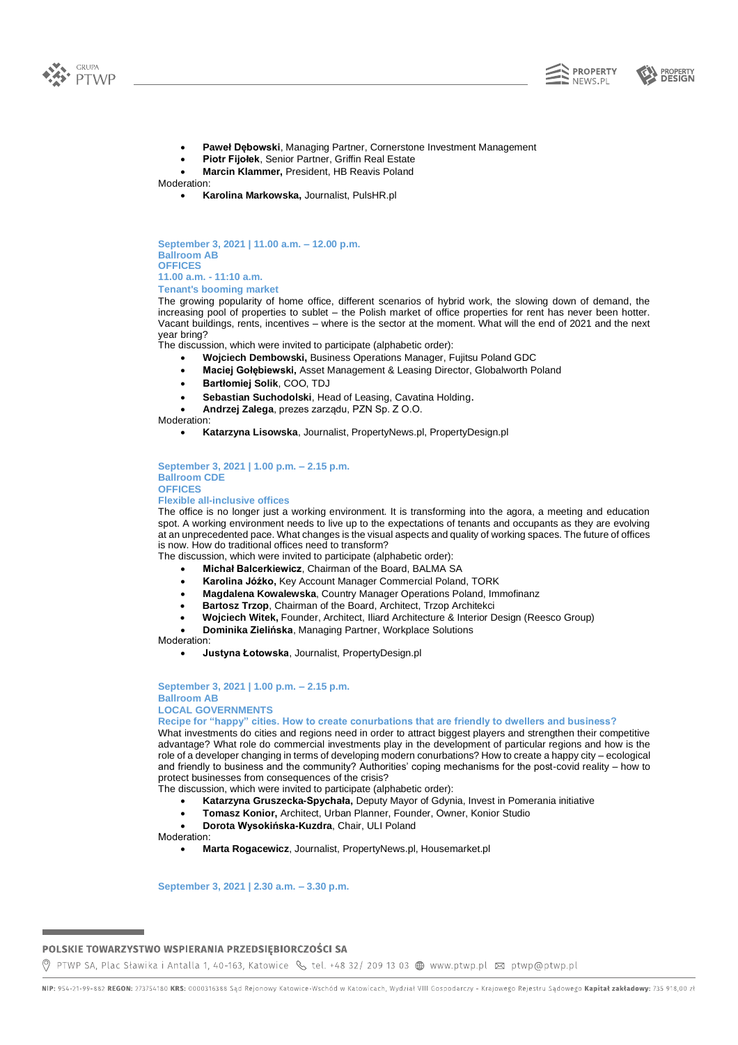- **Paweł Dębowski**, Managing Partner, Cornerstone Investment Management
- **Piotr Fijołek**, Senior Partner, Griffin Real Estate
- **Marcin Klammer,** President, HB Reavis Poland

Moderation:

- **Karolina Markowska,** Journalist, PulsHR.pl

**September 3, 2021 | 11.00 a.m. – 12.00 p.m.**
**Ballroom AB**
**OFFICES**
**11.00 a.m. - 11:10 a.m.**
**Tenant's booming market**

The growing popularity of home office, different scenarios of hybrid work, the slowing down of demand, the increasing pool of properties to sublet – the Polish market of office properties for rent has never been hotter. Vacant buildings, rents, incentives – where is the sector at the moment. What will the end of 2021 and the next year bring?

The discussion, which were invited to participate (alphabetic order):

- **Wojciech Dembowski,** Business Operations Manager, Fujitsu Poland GDC
- **Maciej Gołębiewski,** Asset Management & Leasing Director, Globalworth Poland
- **Bartłomiej Solik**, COO, TDJ
- **Sebastian Suchodolski**, Head of Leasing, Cavatina Holding.
- **Andrzej Zalega**, prezes zarządu, PZN Sp. Z O.O.

Moderation:

- **Katarzyna Lisowska**, Journalist, PropertyNews.pl, PropertyDesign.pl

**September 3, 2021 | 1.00 p.m. – 2.15 p.m.**
**Ballroom CDE**
**OFFICES**
**Flexible all-inclusive offices**

The office is no longer just a working environment. It is transforming into the agora, a meeting and education spot. A working environment needs to live up to the expectations of tenants and occupants as they are evolving at an unprecedented pace. What changes is the visual aspects and quality of working spaces. The future of offices is now. How do traditional offices need to transform?

The discussion, which were invited to participate (alphabetic order):

- **Michał Balcerkiewicz**, Chairman of the Board, BALMA SA
- **Karolina Jóźko,** Key Account Manager Commercial Poland, TORK
- **Magdalena Kowalewska**, Country Manager Operations Poland, Immofinanz
- **Bartosz Trzop**, Chairman of the Board, Architect, Trzop Architekci
- **Wojciech Witek,** Founder, Architect, Iliard Architecture & Interior Design (Reesco Group)
- **Dominika Zielińska**, Managing Partner, Workplace Solutions

Moderation:

- **Justyna Łotowska**, Journalist, PropertyDesign.pl

**September 3, 2021 | 1.00 p.m. – 2.15 p.m.**
**Ballroom AB**
**LOCAL GOVERNMENTS**
**Recipe for "happy" cities. How to create conurbations that are friendly to dwellers and business?**

What investments do cities and regions need in order to attract biggest players and strengthen their competitive advantage? What role do commercial investments play in the development of particular regions and how is the role of a developer changing in terms of developing modern conurbations? How to create a happy city – ecological and friendly to business and the community? Authorities' coping mechanisms for the post-covid reality – how to protect businesses from consequences of the crisis?

The discussion, which were invited to participate (alphabetic order):

- **Katarzyna Gruszecka-Spychała,** Deputy Mayor of Gdynia, Invest in Pomerania initiative
- **Tomasz Konior,** Architect, Urban Planner, Founder, Owner, Konior Studio
- **Dorota Wysokińska-Kuzdra**, Chair, ULI Poland

Moderation:

- **Marta Rogacewicz**, Journalist, PropertyNews.pl, Housemarket.pl

**September 3, 2021 | 2.30 a.m. – 3.30 p.m.**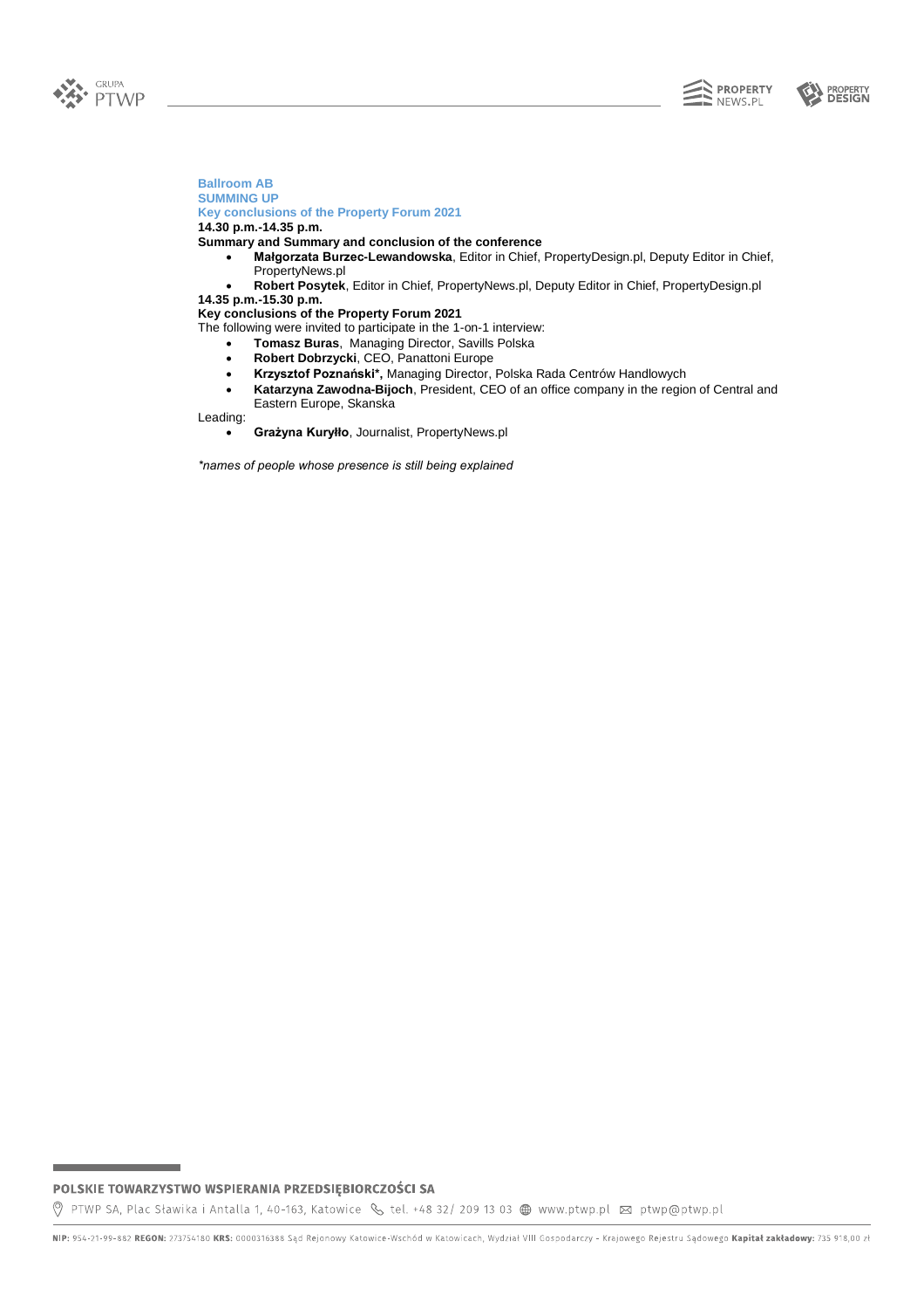**Ballroom AB**
**SUMMING UP**
**Key conclusions of the Property Forum 2021**

**14.30 p.m.-14.35 p.m.**

**Summary and Summary and conclusion of the conference**

- **Małgorzata Burzec-Lewandowska**, Editor in Chief, PropertyDesign.pl, Deputy Editor in Chief, PropertyNews.pl
- **Robert Posytek**, Editor in Chief, PropertyNews.pl, Deputy Editor in Chief, PropertyDesign.pl

**14.35 p.m.-15.30 p.m.**

**Key conclusions of the Property Forum 2021**

The following were invited to participate in the 1-on-1 interview:

- **Tomasz Buras**, Managing Director, Savills Polska
- **Robert Dobrzycki**, CEO, Panattoni Europe
- **Krzysztof Poznański\*,** Managing Director, Polska Rada Centrów Handlowych
- **Katarzyna Zawodna-Bijoch**, President, CEO of an office company in the region of Central and Eastern Europe, Skanska

Leading:

- **Grażyna Kuryłło**, Journalist, PropertyNews.pl

*\*names of people whose presence is still being explained*